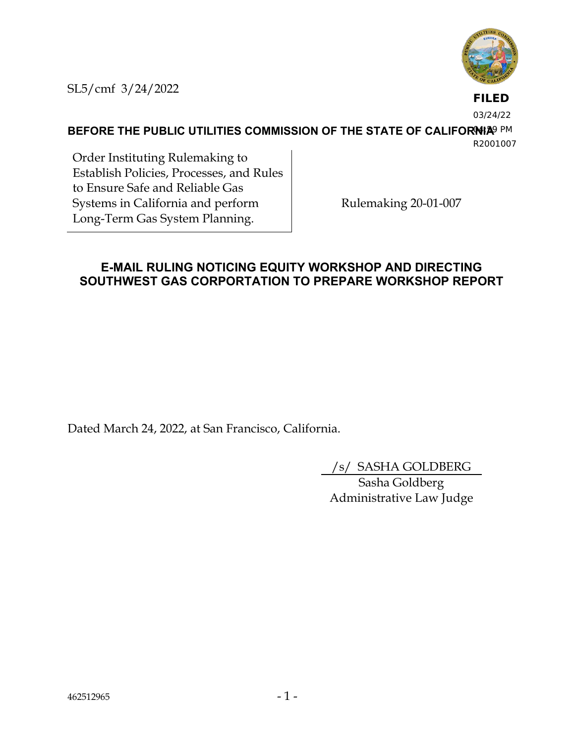SL5/cmf 3/24/2022

**FILED**
03/24/22
04:29 PM
R2001007

**BEFORE THE PUBLIC UTILITIES COMMISSION OF THE STATE OF CALIFORNIA**

| Order Instituting Rulemaking to Establish Policies, Processes, and Rules to Ensure Safe and Reliable Gas Systems in California and perform Long-Term Gas System Planning. | Rulemaking 20-01-007 |
|---|---|

## E-MAIL RULING NOTICING EQUITY WORKSHOP AND DIRECTING SOUTHWEST GAS CORPORTATION TO PREPARE WORKSHOP REPORT

Dated March 24, 2022, at San Francisco, California.

/s/ SASHA GOLDBERG
Sasha Goldberg
Administrative Law Judge

462512965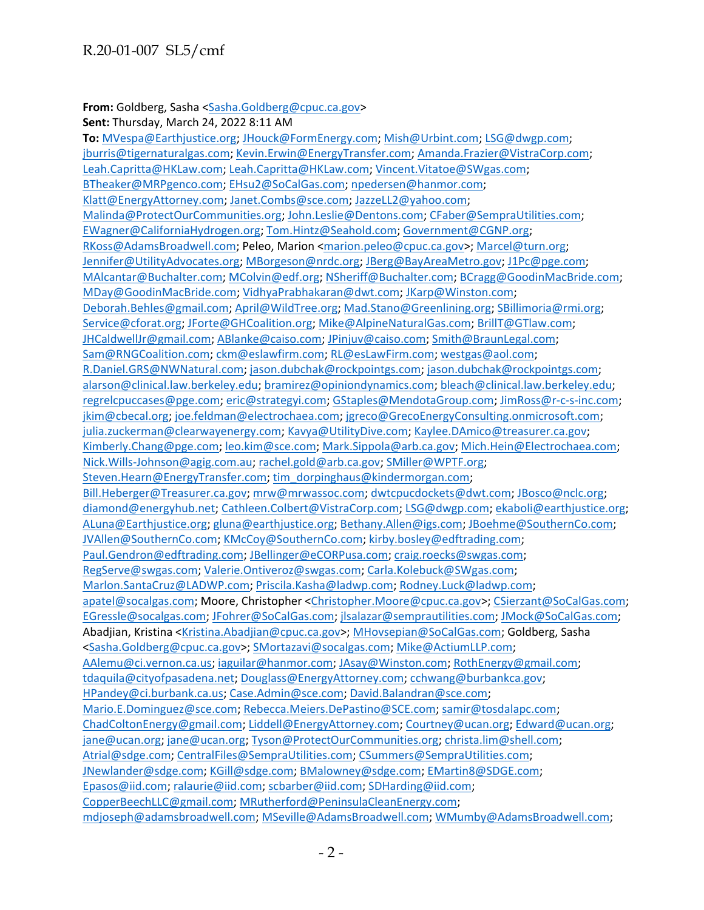**From:** Goldberg, Sasha <Sasha.Goldberg@cpuc.ca.gov>
**Sent:** Thursday, March 24, 2022 8:11 AM
**To:** MVespa@Earthjustice.org; JHouck@FormEnergy.com; Mish@Urbint.com; LSG@dwgp.com; jburris@tigernaturalgas.com; Kevin.Erwin@EnergyTransfer.com; Amanda.Frazier@VistraCorp.com; Leah.Capritta@HKLaw.com; Leah.Capritta@HKLaw.com; Vincent.Vitatoe@SWgas.com; BTheaker@MRPgenco.com; EHsu2@SoCalGas.com; npedersen@hanmor.com; Klatt@EnergyAttorney.com; Janet.Combs@sce.com; JazzeLL2@yahoo.com; Malinda@ProtectOurCommunities.org; John.Leslie@Dentons.com; CFaber@SempraUtilities.com; EWagner@CaliforniaHydrogen.org; Tom.Hintz@Seahold.com; Government@CGNP.org; RKoss@AdamsBroadwell.com; Peleo, Marion <marion.peleo@cpuc.ca.gov>; Marcel@turn.org; Jennifer@UtilityAdvocates.org; MBorgeson@nrdc.org; JBerg@BayAreaMetro.gov; J1Pc@pge.com; MAlcantar@Buchalter.com; MColvin@edf.org; NSheriff@Buchalter.com; BCragg@GoodinMacBride.com; MDay@GoodinMacBride.com; VidhyaPrabhakaran@dwt.com; JKarp@Winston.com; Deborah.Behles@gmail.com; April@WildTree.org; Mad.Stano@Greenlining.org; SBillimoria@rmi.org; Service@cforat.org; JForte@GHCoalition.org; Mike@AlpineNaturalGas.com; BrillT@GTlaw.com; JHCaldwellJr@gmail.com; ABlanke@caiso.com; JPinjuv@caiso.com; Smith@BraunLegal.com; Sam@RNGCoalition.com; ckm@eslawfirm.com; RL@esLawFirm.com; westgas@aol.com; R.Daniel.GRS@NWNatural.com; jason.dubchak@rockpointgs.com; jason.dubchak@rockpointgs.com; alarson@clinical.law.berkeley.edu; bramirez@opiniondynamics.com; bleach@clinical.law.berkeley.edu; regrelcpuccases@pge.com; eric@strategyi.com; GStaples@MendotaGroup.com; JimRoss@r-c-s-inc.com; jkim@cbecal.org; joe.feldman@electrochaea.com; jgreco@GrecoEnergyConsulting.onmicrosoft.com; julia.zuckerman@clearwayenergy.com; Kavya@UtilityDive.com; Kaylee.DAmico@treasurer.ca.gov; Kimberly.Chang@pge.com; leo.kim@sce.com; Mark.Sippola@arb.ca.gov; Mich.Hein@Electrochaea.com; Nick.Wills-Johnson@agig.com.au; rachel.gold@arb.ca.gov; SMiller@WPTF.org; Steven.Hearn@EnergyTransfer.com; tim_dorpinghaus@kindermorgan.com; Bill.Heberger@Treasurer.ca.gov; mrw@mrwassoc.com; dwtcpucdockets@dwt.com; JBosco@nclc.org; diamond@energyhub.net; Cathleen.Colbert@VistraCorp.com; LSG@dwgp.com; ekaboli@earthjustice.org; ALuna@Earthjustice.org; gluna@earthjustice.org; Bethany.Allen@igs.com; JBoehme@SouthernCo.com; JVAllen@SouthernCo.com; KMcCoy@SouthernCo.com; kirby.bosley@edftrading.com; Paul.Gendron@edftrading.com; JBellinger@eCORPusa.com; craig.roecks@swgas.com; RegServe@swgas.com; Valerie.Ontiveroz@swgas.com; Carla.Kolebuck@SWgas.com; Marlon.SantaCruz@LADWP.com; Priscila.Kasha@ladwp.com; Rodney.Luck@ladwp.com; apatel@socalgas.com; Moore, Christopher <Christopher.Moore@cpuc.ca.gov>; CSierzant@SoCalGas.com; EGressle@socalgas.com; JFohrer@SoCalGas.com; jlsalazar@semprautilities.com; JMock@SoCalGas.com; Abadjian, Kristina <Kristina.Abadjian@cpuc.ca.gov>; MHovsepian@SoCalGas.com; Goldberg, Sasha <Sasha.Goldberg@cpuc.ca.gov>; SMortazavi@socalgas.com; Mike@ActiumLLP.com; AAlemu@ci.vernon.ca.us; iaguilar@hanmor.com; JAsay@Winston.com; RothEnergy@gmail.com; tdaquila@cityofpasadena.net; Douglass@EnergyAttorney.com; cchwang@burbankca.gov; HPandey@ci.burbank.ca.us; Case.Admin@sce.com; David.Balandran@sce.com; Mario.E.Dominguez@sce.com; Rebecca.Meiers.DePastino@SCE.com; samir@tosdalapc.com; ChadColtonEnergy@gmail.com; Liddell@EnergyAttorney.com; Courtney@ucan.org; Edward@ucan.org; jane@ucan.org; jane@ucan.org; Tyson@ProtectOurCommunities.org; christa.lim@shell.com; Atrial@sdge.com; CentralFiles@SempraUtilities.com; CSummers@SempraUtilities.com; JNewlander@sdge.com; KGill@sdge.com; BMalowney@sdge.com; EMartin8@SDGE.com; Epasos@iid.com; ralaurie@iid.com; scbarber@iid.com; SDHarding@iid.com; CopperBeechLLC@gmail.com; MRutherford@PeninsulaCleanEnergy.com; mdjoseph@adamsbroadwell.com; MSeville@AdamsBroadwell.com; WMumby@AdamsBroadwell.com;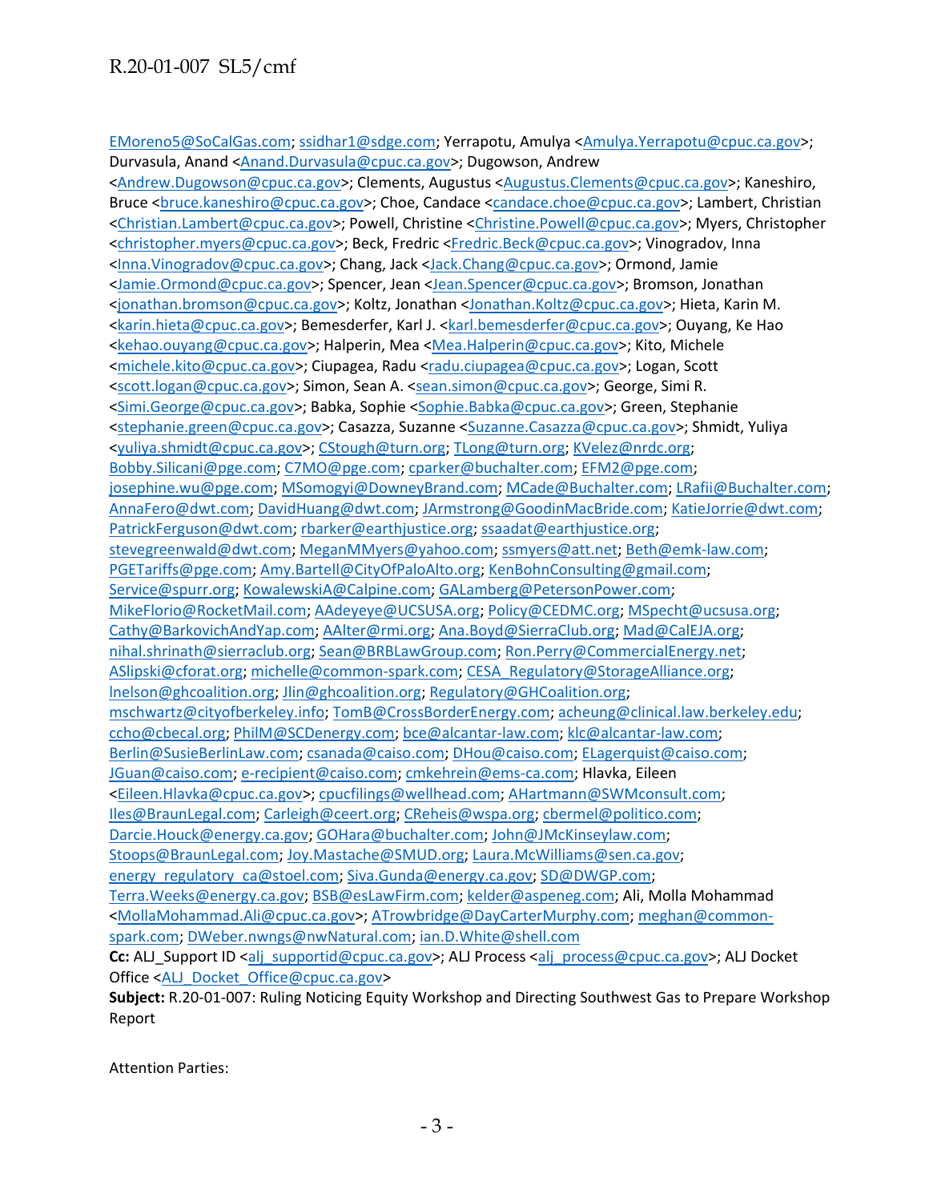EMoreno5@SoCalGas.com; ssidhar1@sdge.com; Yerrapotu, Amulya <Amulya.Yerrapotu@cpuc.ca.gov>; Durvasula, Anand <Anand.Durvasula@cpuc.ca.gov>; Dugowson, Andrew <Andrew.Dugowson@cpuc.ca.gov>; Clements, Augustus <Augustus.Clements@cpuc.ca.gov>; Kaneshiro, Bruce <bruce.kaneshiro@cpuc.ca.gov>; Choe, Candace <candace.choe@cpuc.ca.gov>; Lambert, Christian <Christian.Lambert@cpuc.ca.gov>; Powell, Christine <Christine.Powell@cpuc.ca.gov>; Myers, Christopher <christopher.myers@cpuc.ca.gov>; Beck, Fredric <Fredric.Beck@cpuc.ca.gov>; Vinogradov, Inna <Inna.Vinogradov@cpuc.ca.gov>; Chang, Jack <Jack.Chang@cpuc.ca.gov>; Ormond, Jamie <Jamie.Ormond@cpuc.ca.gov>; Spencer, Jean <Jean.Spencer@cpuc.ca.gov>; Bromson, Jonathan <jonathan.bromson@cpuc.ca.gov>; Koltz, Jonathan <Jonathan.Koltz@cpuc.ca.gov>; Hieta, Karin M. <karin.hieta@cpuc.ca.gov>; Bemesderfer, Karl J. <karl.bemesderfer@cpuc.ca.gov>; Ouyang, Ke Hao <kehao.ouyang@cpuc.ca.gov>; Halperin, Mea <Mea.Halperin@cpuc.ca.gov>; Kito, Michele <michele.kito@cpuc.ca.gov>; Ciupagea, Radu <radu.ciupagea@cpuc.ca.gov>; Logan, Scott <scott.logan@cpuc.ca.gov>; Simon, Sean A. <sean.simon@cpuc.ca.gov>; George, Simi R. <Simi.George@cpuc.ca.gov>; Babka, Sophie <Sophie.Babka@cpuc.ca.gov>; Green, Stephanie <stephanie.green@cpuc.ca.gov>; Casazza, Suzanne <Suzanne.Casazza@cpuc.ca.gov>; Shmidt, Yuliya <yuliya.shmidt@cpuc.ca.gov>; CStough@turn.org; TLong@turn.org; KVelez@nrdc.org; Bobby.Silicani@pge.com; C7MO@pge.com; cparker@buchalter.com; EFM2@pge.com; josephine.wu@pge.com; MSomogyi@DowneyBrand.com; MCade@Buchalter.com; LRafii@Buchalter.com; AnnaFero@dwt.com; DavidHuang@dwt.com; JArmstrong@GoodinMacBride.com; KatieJorrie@dwt.com; PatrickFerguson@dwt.com; rbarker@earthjustice.org; ssaadat@earthjustice.org; stevegreenwald@dwt.com; MeganMMyers@yahoo.com; ssmyers@att.net; Beth@emk-law.com; PGETariffs@pge.com; Amy.Bartell@CityOfPaloAlto.org; KenBohnConsulting@gmail.com; Service@spurr.org; KowalewskiA@Calpine.com; GALamberg@PetersonPower.com; MikeFlorio@RocketMail.com; AAdeyeye@UCSUSA.org; Policy@CEDMC.org; MSpecht@ucsusa.org; Cathy@BarkovichAndYap.com; AAlter@rmi.org; Ana.Boyd@SierraClub.org; Mad@CalEJA.org; nihal.shrinath@sierraclub.org; Sean@BRBLawGroup.com; Ron.Perry@CommercialEnergy.net; ASlipski@cforat.org; michelle@common-spark.com; CESA_Regulatory@StorageAlliance.org; lnelson@ghcoalition.org; Jlin@ghcoalition.org; Regulatory@GHCoalition.org; mschwartz@cityofberkeley.info; TomB@CrossBorderEnergy.com; acheung@clinical.law.berkeley.edu; ccho@cbecal.org; PhilM@SCDenergy.com; bce@alcantar-law.com; klc@alcantar-law.com; Berlin@SusieBerlinLaw.com; csanada@caiso.com; DHou@caiso.com; ELagerquist@caiso.com; JGuan@caiso.com; e-recipient@caiso.com; cmkehrein@ems-ca.com; Hlavka, Eileen <Eileen.Hlavka@cpuc.ca.gov>; cpucfilings@wellhead.com; AHartmann@SWMconsult.com; Iles@BraunLegal.com; Carleigh@ceert.org; CReheis@wspa.org; cbermel@politico.com; Darcie.Houck@energy.ca.gov; GOHara@buchalter.com; John@JMcKinseylaw.com; Stoops@BraunLegal.com; Joy.Mastache@SMUD.org; Laura.McWilliams@sen.ca.gov; energy_regulatory_ca@stoel.com; Siva.Gunda@energy.ca.gov; SD@DWGP.com; Terra.Weeks@energy.ca.gov; BSB@esLawFirm.com; kelder@aspeneg.com; Ali, Molla Mohammad <MollaMohammad.Ali@cpuc.ca.gov>; ATrowbridge@DayCarterMurphy.com; meghan@common-spark.com; DWeber.nwngs@nwNatural.com; ian.D.White@shell.com
**Cc:** ALJ_Support ID <alj_supportid@cpuc.ca.gov>; ALJ Process <alj_process@cpuc.ca.gov>; ALJ Docket Office <ALJ_Docket_Office@cpuc.ca.gov>
**Subject:** R.20-01-007: Ruling Noticing Equity Workshop and Directing Southwest Gas to Prepare Workshop Report

Attention Parties: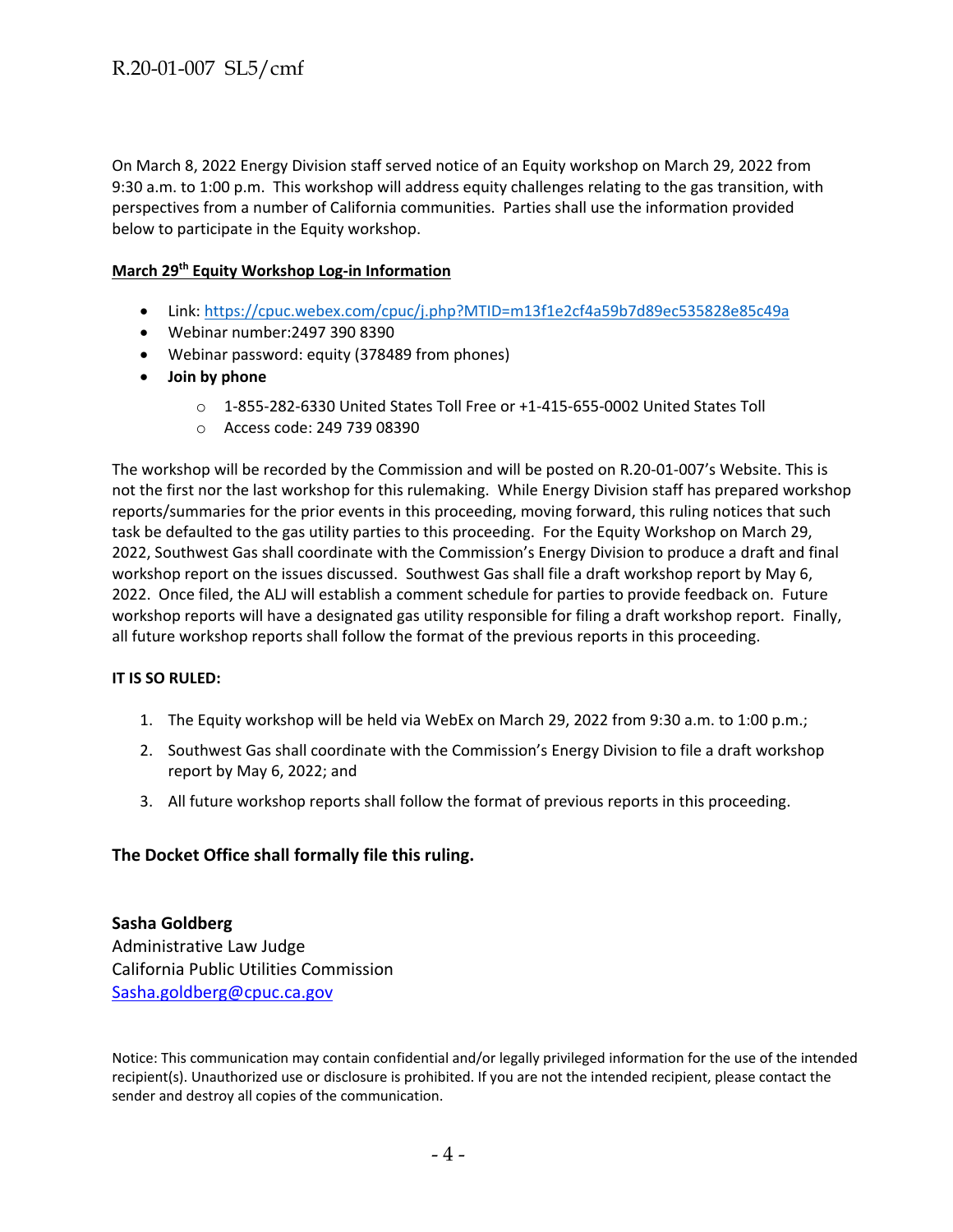On March 8, 2022 Energy Division staff served notice of an Equity workshop on March 29, 2022 from 9:30 a.m. to 1:00 p.m. This workshop will address equity challenges relating to the gas transition, with perspectives from a number of California communities. Parties shall use the information provided below to participate in the Equity workshop.

**March 29th Equity Workshop Log-in Information**

- Link: https://cpuc.webex.com/cpuc/j.php?MTID=m13f1e2cf4a59b7d89ec535828e85c49a
- Webinar number:2497 390 8390
- Webinar password: equity (378489 from phones)
- **Join by phone**
    - 1-855-282-6330 United States Toll Free or +1-415-655-0002 United States Toll
    - Access code: 249 739 08390

The workshop will be recorded by the Commission and will be posted on R.20-01-007's Website. This is not the first nor the last workshop for this rulemaking. While Energy Division staff has prepared workshop reports/summaries for the prior events in this proceeding, moving forward, this ruling notices that such task be defaulted to the gas utility parties to this proceeding. For the Equity Workshop on March 29, 2022, Southwest Gas shall coordinate with the Commission's Energy Division to produce a draft and final workshop report on the issues discussed. Southwest Gas shall file a draft workshop report by May 6, 2022. Once filed, the ALJ will establish a comment schedule for parties to provide feedback on. Future workshop reports will have a designated gas utility responsible for filing a draft workshop report. Finally, all future workshop reports shall follow the format of the previous reports in this proceeding.

**IT IS SO RULED:**

1. The Equity workshop will be held via WebEx on March 29, 2022 from 9:30 a.m. to 1:00 p.m.;
2. Southwest Gas shall coordinate with the Commission's Energy Division to file a draft workshop report by May 6, 2022; and
3. All future workshop reports shall follow the format of previous reports in this proceeding.

**The Docket Office shall formally file this ruling.**

**Sasha Goldberg**
Administrative Law Judge
California Public Utilities Commission
Sasha.goldberg@cpuc.ca.gov

Notice: This communication may contain confidential and/or legally privileged information for the use of the intended recipient(s). Unauthorized use or disclosure is prohibited. If you are not the intended recipient, please contact the sender and destroy all copies of the communication.